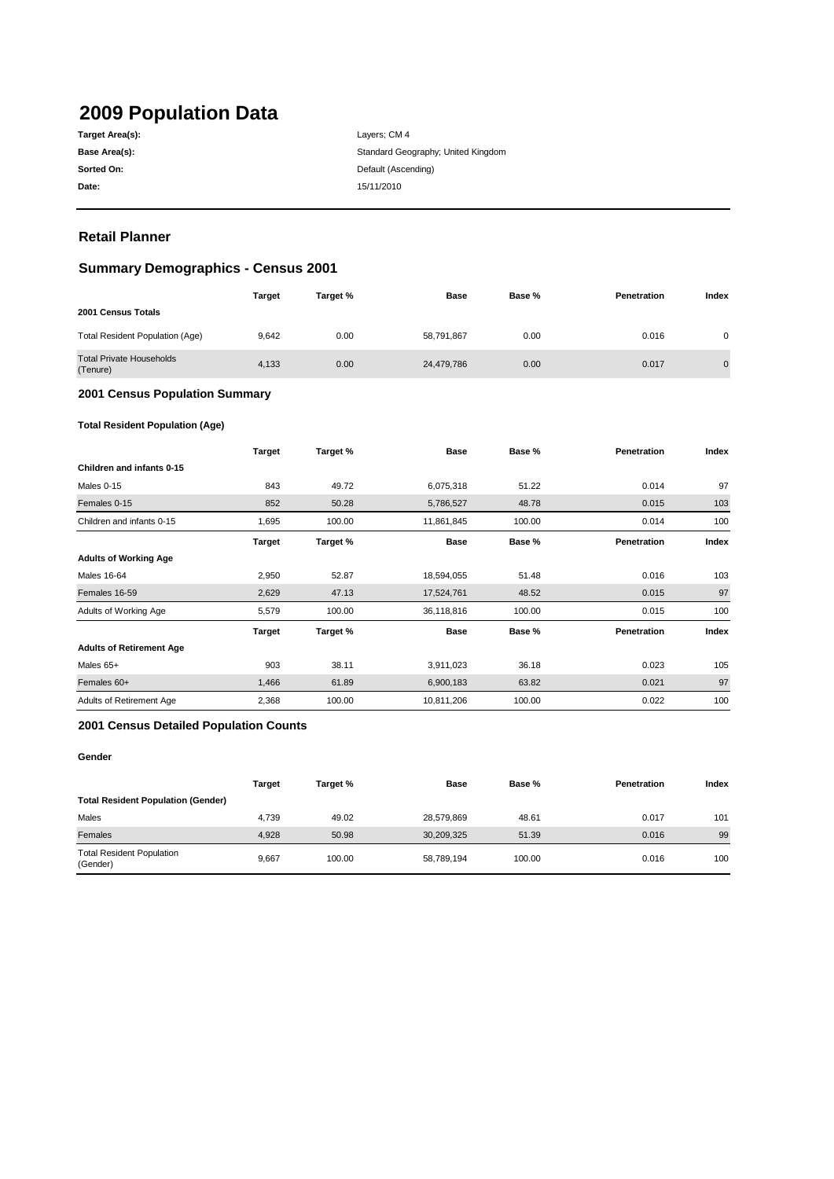# 2009 Population Data

**Target Area(s):** Layers; CM 4

**Base Area(s):** Standard Geography; United Kingdom

**Sorted On:** Default (Ascending)

**Date:** 15/11/2010

## Retail Planner

## Summary Demographics - Census 2001

| | Target | Target % | Base | Base % | Penetration | Index |
|---|---|---|---|---|---|---|
| **2001 Census Totals** | | | | | | |
| Total Resident Population (Age) | 9,642 | 0.00 | 58,791,867 | 0.00 | 0.016 | 0 |
| Total Private Households (Tenure) | 4,133 | 0.00 | 24,479,786 | 0.00 | 0.017 | 0 |

### 2001 Census Population Summary

#### Total Resident Population (Age)

| | Target | Target % | Base | Base % | Penetration | Index |
|---|---|---|---|---|---|---|
| **Children and infants 0-15** | | | | | | |
| Males 0-15 | 843 | 49.72 | 6,075,318 | 51.22 | 0.014 | 97 |
| Females 0-15 | 852 | 50.28 | 5,786,527 | 48.78 | 0.015 | 103 |
| Children and infants 0-15 | 1,695 | 100.00 | 11,861,845 | 100.00 | 0.014 | 100 |

| | Target | Target % | Base | Base % | Penetration | Index |
|---|---|---|---|---|---|---|
| **Adults of Working Age** | | | | | | |
| Males 16-64 | 2,950 | 52.87 | 18,594,055 | 51.48 | 0.016 | 103 |
| Females 16-59 | 2,629 | 47.13 | 17,524,761 | 48.52 | 0.015 | 97 |
| Adults of Working Age | 5,579 | 100.00 | 36,118,816 | 100.00 | 0.015 | 100 |

| | Target | Target % | Base | Base % | Penetration | Index |
|---|---|---|---|---|---|---|
| **Adults of Retirement Age** | | | | | | |
| Males 65+ | 903 | 38.11 | 3,911,023 | 36.18 | 0.023 | 105 |
| Females 60+ | 1,466 | 61.89 | 6,900,183 | 63.82 | 0.021 | 97 |
| Adults of Retirement Age | 2,368 | 100.00 | 10,811,206 | 100.00 | 0.022 | 100 |

### 2001 Census Detailed Population Counts

#### Gender

| | Target | Target % | Base | Base % | Penetration | Index |
|---|---|---|---|---|---|---|
| **Total Resident Population (Gender)** | | | | | | |
| Males | 4,739 | 49.02 | 28,579,869 | 48.61 | 0.017 | 101 |
| Females | 4,928 | 50.98 | 30,209,325 | 51.39 | 0.016 | 99 |
| Total Resident Population (Gender) | 9,667 | 100.00 | 58,789,194 | 100.00 | 0.016 | 100 |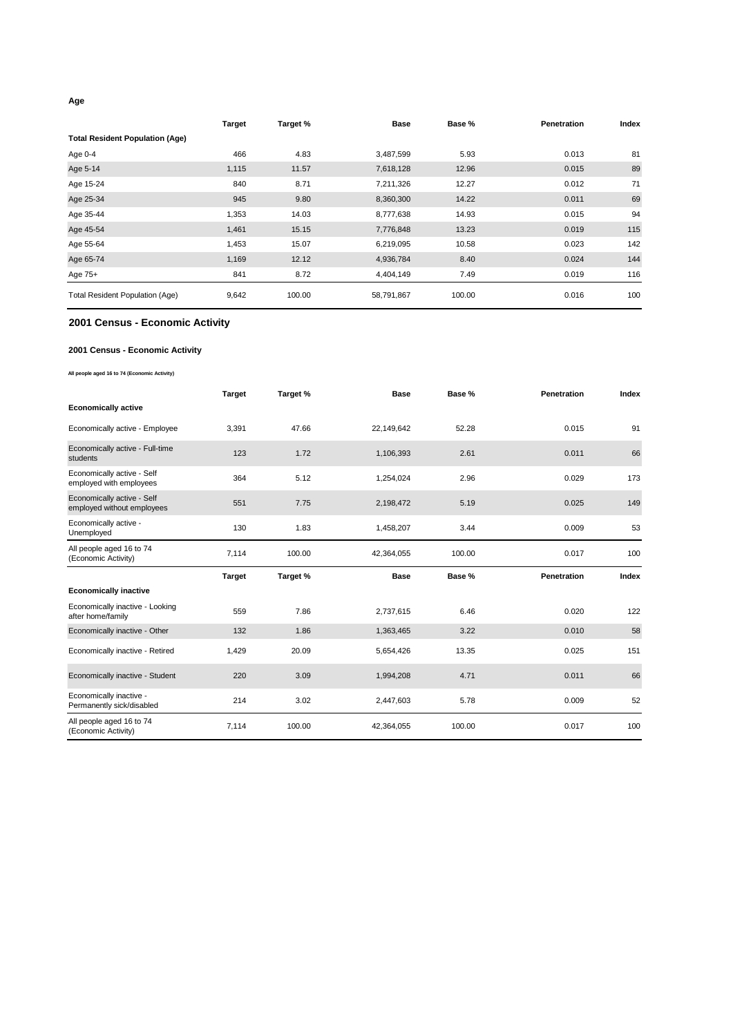### Age

| | Target | Target % | Base | Base % | Penetration | Index |
|---|---|---|---|---|---|---|
| **Total Resident Population (Age)** | | | | | | |
| Age 0-4 | 466 | 4.83 | 3,487,599 | 5.93 | 0.013 | 81 |
| Age 5-14 | 1,115 | 11.57 | 7,618,128 | 12.96 | 0.015 | 89 |
| Age 15-24 | 840 | 8.71 | 7,211,326 | 12.27 | 0.012 | 71 |
| Age 25-34 | 945 | 9.80 | 8,360,300 | 14.22 | 0.011 | 69 |
| Age 35-44 | 1,353 | 14.03 | 8,777,638 | 14.93 | 0.015 | 94 |
| Age 45-54 | 1,461 | 15.15 | 7,776,848 | 13.23 | 0.019 | 115 |
| Age 55-64 | 1,453 | 15.07 | 6,219,095 | 10.58 | 0.023 | 142 |
| Age 65-74 | 1,169 | 12.12 | 4,936,784 | 8.40 | 0.024 | 144 |
| Age 75+ | 841 | 8.72 | 4,404,149 | 7.49 | 0.019 | 116 |
| Total Resident Population (Age) | 9,642 | 100.00 | 58,791,867 | 100.00 | 0.016 | 100 |

## 2001 Census - Economic Activity

### 2001 Census - Economic Activity

**All people aged 16 to 74 (Economic Activity)**

| | Target | Target % | Base | Base % | Penetration | Index |
|---|---|---|---|---|---|---|
| **Economically active** | | | | | | |
| Economically active - Employee | 3,391 | 47.66 | 22,149,642 | 52.28 | 0.015 | 91 |
| Economically active - Full-time students | 123 | 1.72 | 1,106,393 | 2.61 | 0.011 | 66 |
| Economically active - Self employed with employees | 364 | 5.12 | 1,254,024 | 2.96 | 0.029 | 173 |
| Economically active - Self employed without employees | 551 | 7.75 | 2,198,472 | 5.19 | 0.025 | 149 |
| Economically active - Unemployed | 130 | 1.83 | 1,458,207 | 3.44 | 0.009 | 53 |
| All people aged 16 to 74 (Economic Activity) | 7,114 | 100.00 | 42,364,055 | 100.00 | 0.017 | 100 |

| | Target | Target % | Base | Base % | Penetration | Index |
|---|---|---|---|---|---|---|
| **Economically inactive** | | | | | | |
| Economically inactive - Looking after home/family | 559 | 7.86 | 2,737,615 | 6.46 | 0.020 | 122 |
| Economically inactive - Other | 132 | 1.86 | 1,363,465 | 3.22 | 0.010 | 58 |
| Economically inactive - Retired | 1,429 | 20.09 | 5,654,426 | 13.35 | 0.025 | 151 |
| Economically inactive - Student | 220 | 3.09 | 1,994,208 | 4.71 | 0.011 | 66 |
| Economically inactive - Permanently sick/disabled | 214 | 3.02 | 2,447,603 | 5.78 | 0.009 | 52 |
| All people aged 16 to 74 (Economic Activity) | 7,114 | 100.00 | 42,364,055 | 100.00 | 0.017 | 100 |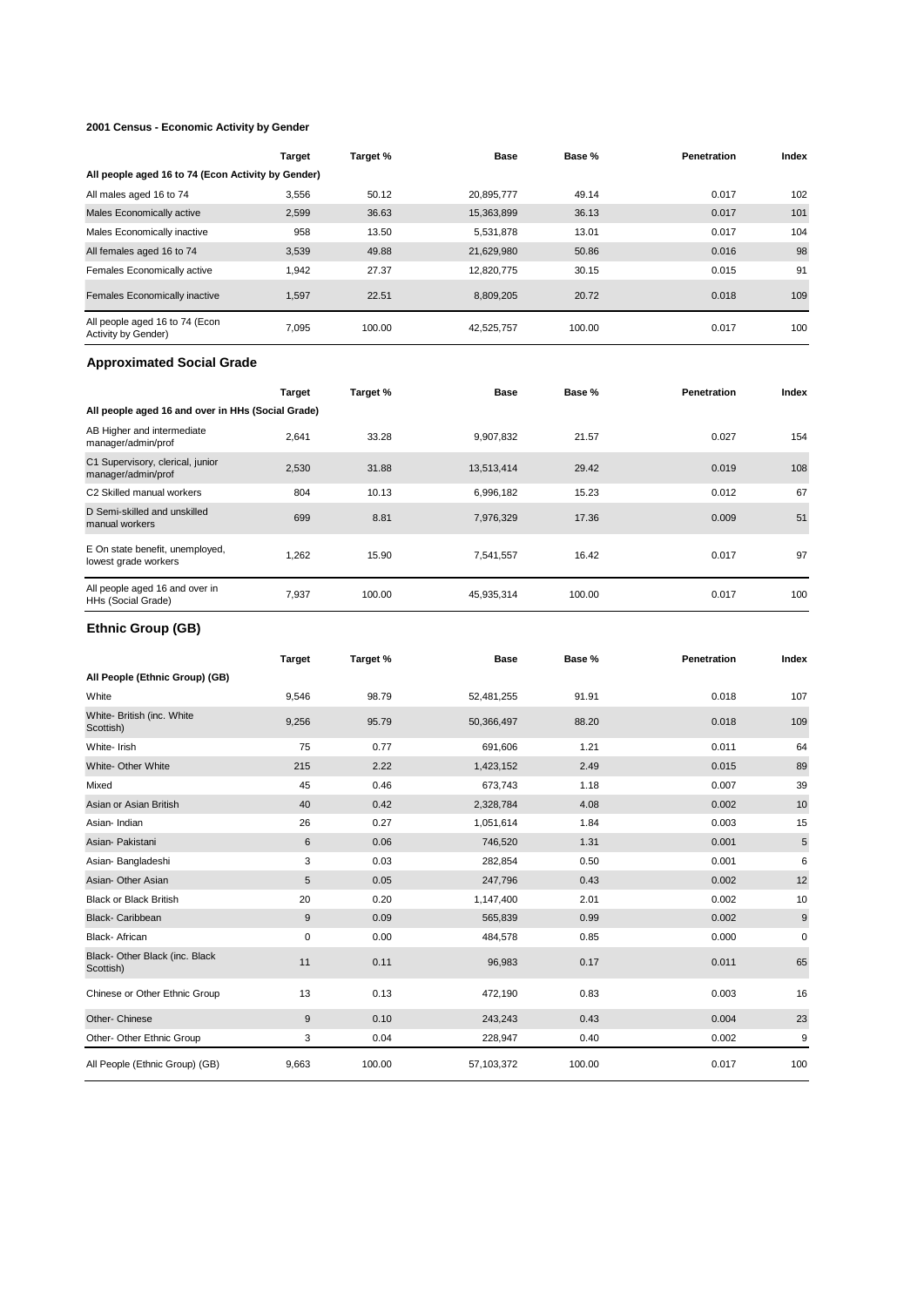### 2001 Census - Economic Activity by Gender

| | Target | Target % | Base | Base % | Penetration | Index |
|---|---|---|---|---|---|---|
| **All people aged 16 to 74 (Econ Activity by Gender)** | | | | | | |
| All males aged 16 to 74 | 3,556 | 50.12 | 20,895,777 | 49.14 | 0.017 | 102 |
| Males Economically active | 2,599 | 36.63 | 15,363,899 | 36.13 | 0.017 | 101 |
| Males Economically inactive | 958 | 13.50 | 5,531,878 | 13.01 | 0.017 | 104 |
| All females aged 16 to 74 | 3,539 | 49.88 | 21,629,980 | 50.86 | 0.016 | 98 |
| Females Economically active | 1,942 | 27.37 | 12,820,775 | 30.15 | 0.015 | 91 |
| Females Economically inactive | 1,597 | 22.51 | 8,809,205 | 20.72 | 0.018 | 109 |
| All people aged 16 to 74 (Econ Activity by Gender) | 7,095 | 100.00 | 42,525,757 | 100.00 | 0.017 | 100 |

## Approximated Social Grade

| | Target | Target % | Base | Base % | Penetration | Index |
|---|---|---|---|---|---|---|
| **All people aged 16 and over in HHs (Social Grade)** | | | | | | |
| AB Higher and intermediate manager/admin/prof | 2,641 | 33.28 | 9,907,832 | 21.57 | 0.027 | 154 |
| C1 Supervisory, clerical, junior manager/admin/prof | 2,530 | 31.88 | 13,513,414 | 29.42 | 0.019 | 108 |
| C2 Skilled manual workers | 804 | 10.13 | 6,996,182 | 15.23 | 0.012 | 67 |
| D Semi-skilled and unskilled manual workers | 699 | 8.81 | 7,976,329 | 17.36 | 0.009 | 51 |
| E On state benefit, unemployed, lowest grade workers | 1,262 | 15.90 | 7,541,557 | 16.42 | 0.017 | 97 |
| All people aged 16 and over in HHs (Social Grade) | 7,937 | 100.00 | 45,935,314 | 100.00 | 0.017 | 100 |

## Ethnic Group (GB)

| | Target | Target % | Base | Base % | Penetration | Index |
|---|---|---|---|---|---|---|
| **All People (Ethnic Group) (GB)** | | | | | | |
| White | 9,546 | 98.79 | 52,481,255 | 91.91 | 0.018 | 107 |
| White- British (inc. White Scottish) | 9,256 | 95.79 | 50,366,497 | 88.20 | 0.018 | 109 |
| White- Irish | 75 | 0.77 | 691,606 | 1.21 | 0.011 | 64 |
| White- Other White | 215 | 2.22 | 1,423,152 | 2.49 | 0.015 | 89 |
| Mixed | 45 | 0.46 | 673,743 | 1.18 | 0.007 | 39 |
| Asian or Asian British | 40 | 0.42 | 2,328,784 | 4.08 | 0.002 | 10 |
| Asian- Indian | 26 | 0.27 | 1,051,614 | 1.84 | 0.003 | 15 |
| Asian- Pakistani | 6 | 0.06 | 746,520 | 1.31 | 0.001 | 5 |
| Asian- Bangladeshi | 3 | 0.03 | 282,854 | 0.50 | 0.001 | 6 |
| Asian- Other Asian | 5 | 0.05 | 247,796 | 0.43 | 0.002 | 12 |
| Black or Black British | 20 | 0.20 | 1,147,400 | 2.01 | 0.002 | 10 |
| Black- Caribbean | 9 | 0.09 | 565,839 | 0.99 | 0.002 | 9 |
| Black- African | 0 | 0.00 | 484,578 | 0.85 | 0.000 | 0 |
| Black- Other Black (inc. Black Scottish) | 11 | 0.11 | 96,983 | 0.17 | 0.011 | 65 |
| Chinese or Other Ethnic Group | 13 | 0.13 | 472,190 | 0.83 | 0.003 | 16 |
| Other- Chinese | 9 | 0.10 | 243,243 | 0.43 | 0.004 | 23 |
| Other- Other Ethnic Group | 3 | 0.04 | 228,947 | 0.40 | 0.002 | 9 |
| All People (Ethnic Group) (GB) | 9,663 | 100.00 | 57,103,372 | 100.00 | 0.017 | 100 |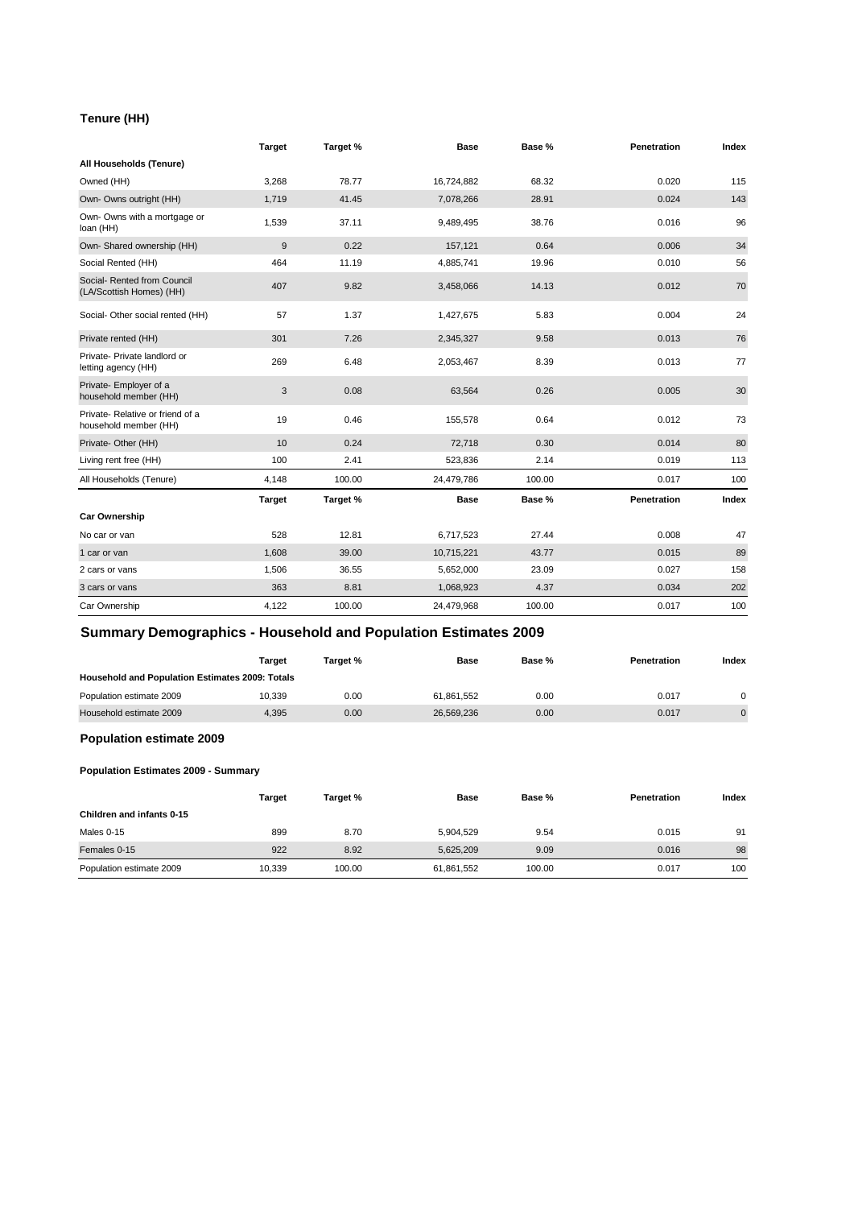### Tenure (HH)

| | Target | Target % | Base | Base % | Penetration | Index |
|---|---|---|---|---|---|---|
| **All Households (Tenure)** | | | | | | |
| Owned (HH) | 3,268 | 78.77 | 16,724,882 | 68.32 | 0.020 | 115 |
| Own- Owns outright (HH) | 1,719 | 41.45 | 7,078,266 | 28.91 | 0.024 | 143 |
| Own- Owns with a mortgage or loan (HH) | 1,539 | 37.11 | 9,489,495 | 38.76 | 0.016 | 96 |
| Own- Shared ownership (HH) | 9 | 0.22 | 157,121 | 0.64 | 0.006 | 34 |
| Social Rented (HH) | 464 | 11.19 | 4,885,741 | 19.96 | 0.010 | 56 |
| Social- Rented from Council (LA/Scottish Homes) (HH) | 407 | 9.82 | 3,458,066 | 14.13 | 0.012 | 70 |
| Social- Other social rented (HH) | 57 | 1.37 | 1,427,675 | 5.83 | 0.004 | 24 |
| Private rented (HH) | 301 | 7.26 | 2,345,327 | 9.58 | 0.013 | 76 |
| Private- Private landlord or letting agency (HH) | 269 | 6.48 | 2,053,467 | 8.39 | 0.013 | 77 |
| Private- Employer of a household member (HH) | 3 | 0.08 | 63,564 | 0.26 | 0.005 | 30 |
| Private- Relative or friend of a household member (HH) | 19 | 0.46 | 155,578 | 0.64 | 0.012 | 73 |
| Private- Other (HH) | 10 | 0.24 | 72,718 | 0.30 | 0.014 | 80 |
| Living rent free (HH) | 100 | 2.41 | 523,836 | 2.14 | 0.019 | 113 |
| All Households (Tenure) | 4,148 | 100.00 | 24,479,786 | 100.00 | 0.017 | 100 |

| | Target | Target % | Base | Base % | Penetration | Index |
|---|---|---|---|---|---|---|
| **Car Ownership** | | | | | | |
| No car or van | 528 | 12.81 | 6,717,523 | 27.44 | 0.008 | 47 |
| 1 car or van | 1,608 | 39.00 | 10,715,221 | 43.77 | 0.015 | 89 |
| 2 cars or vans | 1,506 | 36.55 | 5,652,000 | 23.09 | 0.027 | 158 |
| 3 cars or vans | 363 | 8.81 | 1,068,923 | 4.37 | 0.034 | 202 |
| Car Ownership | 4,122 | 100.00 | 24,479,968 | 100.00 | 0.017 | 100 |

## Summary Demographics - Household and Population Estimates 2009

| | Target | Target % | Base | Base % | Penetration | Index |
|---|---|---|---|---|---|---|
| **Household and Population Estimates 2009: Totals** | | | | | | |
| Population estimate 2009 | 10,339 | 0.00 | 61,861,552 | 0.00 | 0.017 | 0 |
| Household estimate 2009 | 4,395 | 0.00 | 26,569,236 | 0.00 | 0.017 | 0 |

### Population estimate 2009

#### Population Estimates 2009 - Summary

| | Target | Target % | Base | Base % | Penetration | Index |
|---|---|---|---|---|---|---|
| **Children and infants 0-15** | | | | | | |
| Males 0-15 | 899 | 8.70 | 5,904,529 | 9.54 | 0.015 | 91 |
| Females 0-15 | 922 | 8.92 | 5,625,209 | 9.09 | 0.016 | 98 |
| Population estimate 2009 | 10,339 | 100.00 | 61,861,552 | 100.00 | 0.017 | 100 |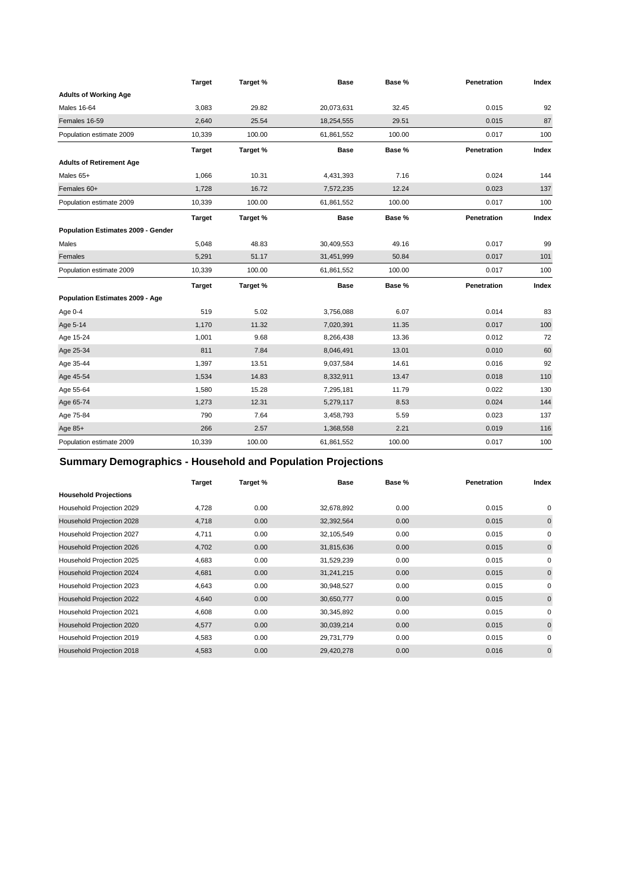| | Target | Target % | Base | Base % | Penetration | Index |
|---|---|---|---|---|---|---|
| **Adults of Working Age** | | | | | | |
| Males 16-64 | 3,083 | 29.82 | 20,073,631 | 32.45 | 0.015 | 92 |
| Females 16-59 | 2,640 | 25.54 | 18,254,555 | 29.51 | 0.015 | 87 |
| Population estimate 2009 | 10,339 | 100.00 | 61,861,552 | 100.00 | 0.017 | 100 |

| | Target | Target % | Base | Base % | Penetration | Index |
|---|---|---|---|---|---|---|
| **Adults of Retirement Age** | | | | | | |
| Males 65+ | 1,066 | 10.31 | 4,431,393 | 7.16 | 0.024 | 144 |
| Females 60+ | 1,728 | 16.72 | 7,572,235 | 12.24 | 0.023 | 137 |
| Population estimate 2009 | 10,339 | 100.00 | 61,861,552 | 100.00 | 0.017 | 100 |

| | Target | Target % | Base | Base % | Penetration | Index |
|---|---|---|---|---|---|---|
| **Population Estimates 2009 - Gender** | | | | | | |
| Males | 5,048 | 48.83 | 30,409,553 | 49.16 | 0.017 | 99 |
| Females | 5,291 | 51.17 | 31,451,999 | 50.84 | 0.017 | 101 |
| Population estimate 2009 | 10,339 | 100.00 | 61,861,552 | 100.00 | 0.017 | 100 |

| | Target | Target % | Base | Base % | Penetration | Index |
|---|---|---|---|---|---|---|
| **Population Estimates 2009 - Age** | | | | | | |
| Age 0-4 | 519 | 5.02 | 3,756,088 | 6.07 | 0.014 | 83 |
| Age 5-14 | 1,170 | 11.32 | 7,020,391 | 11.35 | 0.017 | 100 |
| Age 15-24 | 1,001 | 9.68 | 8,266,438 | 13.36 | 0.012 | 72 |
| Age 25-34 | 811 | 7.84 | 8,046,491 | 13.01 | 0.010 | 60 |
| Age 35-44 | 1,397 | 13.51 | 9,037,584 | 14.61 | 0.016 | 92 |
| Age 45-54 | 1,534 | 14.83 | 8,332,911 | 13.47 | 0.018 | 110 |
| Age 55-64 | 1,580 | 15.28 | 7,295,181 | 11.79 | 0.022 | 130 |
| Age 65-74 | 1,273 | 12.31 | 5,279,117 | 8.53 | 0.024 | 144 |
| Age 75-84 | 790 | 7.64 | 3,458,793 | 5.59 | 0.023 | 137 |
| Age 85+ | 266 | 2.57 | 1,368,558 | 2.21 | 0.019 | 116 |
| Population estimate 2009 | 10,339 | 100.00 | 61,861,552 | 100.00 | 0.017 | 100 |

## Summary Demographics - Household and Population Projections

| | Target | Target % | Base | Base % | Penetration | Index |
|---|---|---|---|---|---|---|
| **Household Projections** | | | | | | |
| Household Projection 2029 | 4,728 | 0.00 | 32,678,892 | 0.00 | 0.015 | 0 |
| Household Projection 2028 | 4,718 | 0.00 | 32,392,564 | 0.00 | 0.015 | 0 |
| Household Projection 2027 | 4,711 | 0.00 | 32,105,549 | 0.00 | 0.015 | 0 |
| Household Projection 2026 | 4,702 | 0.00 | 31,815,636 | 0.00 | 0.015 | 0 |
| Household Projection 2025 | 4,683 | 0.00 | 31,529,239 | 0.00 | 0.015 | 0 |
| Household Projection 2024 | 4,681 | 0.00 | 31,241,215 | 0.00 | 0.015 | 0 |
| Household Projection 2023 | 4,643 | 0.00 | 30,948,527 | 0.00 | 0.015 | 0 |
| Household Projection 2022 | 4,640 | 0.00 | 30,650,777 | 0.00 | 0.015 | 0 |
| Household Projection 2021 | 4,608 | 0.00 | 30,345,892 | 0.00 | 0.015 | 0 |
| Household Projection 2020 | 4,577 | 0.00 | 30,039,214 | 0.00 | 0.015 | 0 |
| Household Projection 2019 | 4,583 | 0.00 | 29,731,779 | 0.00 | 0.015 | 0 |
| Household Projection 2018 | 4,583 | 0.00 | 29,420,278 | 0.00 | 0.016 | 0 |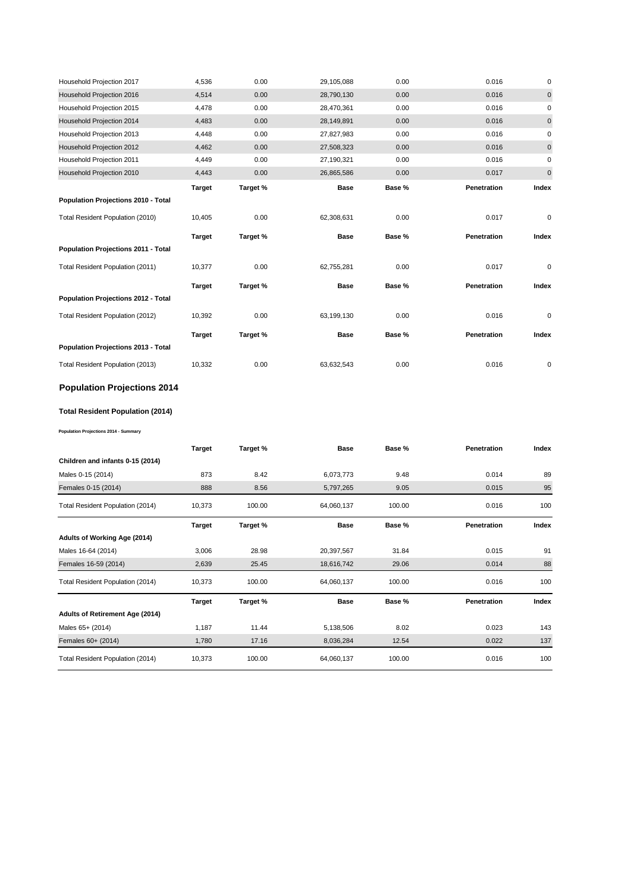| | Target | Target % | Base | Base % | Penetration | Index |
|---|---|---|---|---|---|---|
| Household Projection 2017 | 4,536 | 0.00 | 29,105,088 | 0.00 | 0.016 | 0 |
| Household Projection 2016 | 4,514 | 0.00 | 28,790,130 | 0.00 | 0.016 | 0 |
| Household Projection 2015 | 4,478 | 0.00 | 28,470,361 | 0.00 | 0.016 | 0 |
| Household Projection 2014 | 4,483 | 0.00 | 28,149,891 | 0.00 | 0.016 | 0 |
| Household Projection 2013 | 4,448 | 0.00 | 27,827,983 | 0.00 | 0.016 | 0 |
| Household Projection 2012 | 4,462 | 0.00 | 27,508,323 | 0.00 | 0.016 | 0 |
| Household Projection 2011 | 4,449 | 0.00 | 27,190,321 | 0.00 | 0.016 | 0 |
| Household Projection 2010 | 4,443 | 0.00 | 26,865,586 | 0.00 | 0.017 | 0 |

| Population Projections 2010 - Total | Target | Target % | Base | Base % | Penetration | Index |
|---|---|---|---|---|---|---|
| Total Resident Population (2010) | 10,405 | 0.00 | 62,308,631 | 0.00 | 0.017 | 0 |

| Population Projections 2011 - Total | Target | Target % | Base | Base % | Penetration | Index |
|---|---|---|---|---|---|---|
| Total Resident Population (2011) | 10,377 | 0.00 | 62,755,281 | 0.00 | 0.017 | 0 |

| Population Projections 2012 - Total | Target | Target % | Base | Base % | Penetration | Index |
|---|---|---|---|---|---|---|
| Total Resident Population (2012) | 10,392 | 0.00 | 63,199,130 | 0.00 | 0.016 | 0 |

| Population Projections 2013 - Total | Target | Target % | Base | Base % | Penetration | Index |
|---|---|---|---|---|---|---|
| Total Resident Population (2013) | 10,332 | 0.00 | 63,632,543 | 0.00 | 0.016 | 0 |

## Population Projections 2014

### Total Resident Population (2014)

###### Population Projections 2014 - Summary

| Children and infants 0-15 (2014) | Target | Target % | Base | Base % | Penetration | Index |
|---|---|---|---|---|---|---|
| Males 0-15 (2014) | 873 | 8.42 | 6,073,773 | 9.48 | 0.014 | 89 |
| Females 0-15 (2014) | 888 | 8.56 | 5,797,265 | 9.05 | 0.015 | 95 |
| Total Resident Population (2014) | 10,373 | 100.00 | 64,060,137 | 100.00 | 0.016 | 100 |

| Adults of Working Age (2014) | Target | Target % | Base | Base % | Penetration | Index |
|---|---|---|---|---|---|---|
| Males 16-64 (2014) | 3,006 | 28.98 | 20,397,567 | 31.84 | 0.015 | 91 |
| Females 16-59 (2014) | 2,639 | 25.45 | 18,616,742 | 29.06 | 0.014 | 88 |
| Total Resident Population (2014) | 10,373 | 100.00 | 64,060,137 | 100.00 | 0.016 | 100 |

| Adults of Retirement Age (2014) | Target | Target % | Base | Base % | Penetration | Index |
|---|---|---|---|---|---|---|
| Males 65+ (2014) | 1,187 | 11.44 | 5,138,506 | 8.02 | 0.023 | 143 |
| Females 60+ (2014) | 1,780 | 17.16 | 8,036,284 | 12.54 | 0.022 | 137 |
| Total Resident Population (2014) | 10,373 | 100.00 | 64,060,137 | 100.00 | 0.016 | 100 |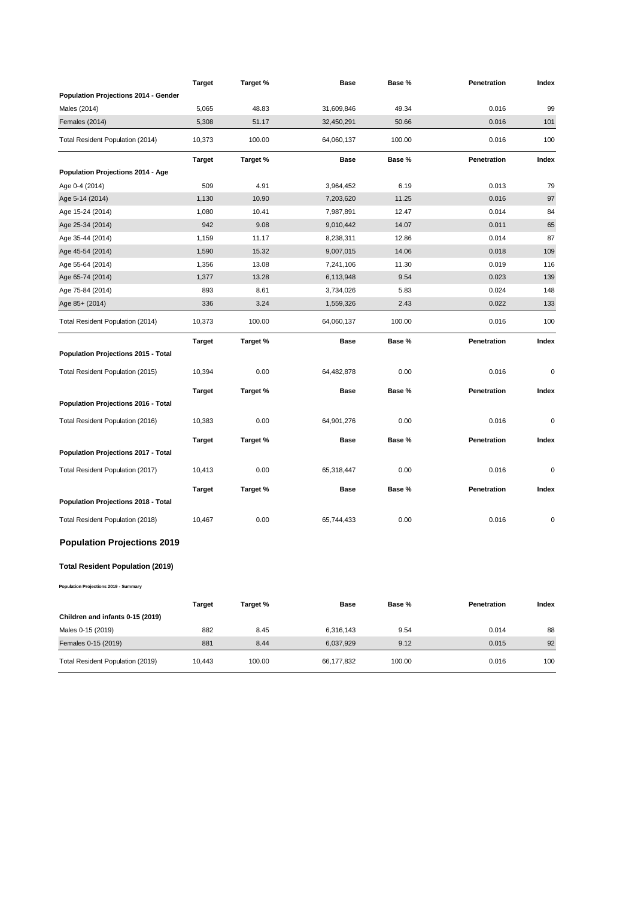| | Target | Target % | Base | Base % | Penetration | Index |
|---|---|---|---|---|---|---|
| **Population Projections 2014 - Gender** | | | | | | |
| Males (2014) | 5,065 | 48.83 | 31,609,846 | 49.34 | 0.016 | 99 |
| Females (2014) | 5,308 | 51.17 | 32,450,291 | 50.66 | 0.016 | 101 |
| Total Resident Population (2014) | 10,373 | 100.00 | 64,060,137 | 100.00 | 0.016 | 100 |

| | Target | Target % | Base | Base % | Penetration | Index |
|---|---|---|---|---|---|---|
| **Population Projections 2014 - Age** | | | | | | |
| Age 0-4 (2014) | 509 | 4.91 | 3,964,452 | 6.19 | 0.013 | 79 |
| Age 5-14 (2014) | 1,130 | 10.90 | 7,203,620 | 11.25 | 0.016 | 97 |
| Age 15-24 (2014) | 1,080 | 10.41 | 7,987,891 | 12.47 | 0.014 | 84 |
| Age 25-34 (2014) | 942 | 9.08 | 9,010,442 | 14.07 | 0.011 | 65 |
| Age 35-44 (2014) | 1,159 | 11.17 | 8,238,311 | 12.86 | 0.014 | 87 |
| Age 45-54 (2014) | 1,590 | 15.32 | 9,007,015 | 14.06 | 0.018 | 109 |
| Age 55-64 (2014) | 1,356 | 13.08 | 7,241,106 | 11.30 | 0.019 | 116 |
| Age 65-74 (2014) | 1,377 | 13.28 | 6,113,948 | 9.54 | 0.023 | 139 |
| Age 75-84 (2014) | 893 | 8.61 | 3,734,026 | 5.83 | 0.024 | 148 |
| Age 85+ (2014) | 336 | 3.24 | 1,559,326 | 2.43 | 0.022 | 133 |
| Total Resident Population (2014) | 10,373 | 100.00 | 64,060,137 | 100.00 | 0.016 | 100 |

| | Target | Target % | Base | Base % | Penetration | Index |
|---|---|---|---|---|---|---|
| **Population Projections 2015 - Total** | | | | | | |
| Total Resident Population (2015) | 10,394 | 0.00 | 64,482,878 | 0.00 | 0.016 | 0 |

| | Target | Target % | Base | Base % | Penetration | Index |
|---|---|---|---|---|---|---|
| **Population Projections 2016 - Total** | | | | | | |
| Total Resident Population (2016) | 10,383 | 0.00 | 64,901,276 | 0.00 | 0.016 | 0 |

| | Target | Target % | Base | Base % | Penetration | Index |
|---|---|---|---|---|---|---|
| **Population Projections 2017 - Total** | | | | | | |
| Total Resident Population (2017) | 10,413 | 0.00 | 65,318,447 | 0.00 | 0.016 | 0 |

| | Target | Target % | Base | Base % | Penetration | Index |
|---|---|---|---|---|---|---|
| **Population Projections 2018 - Total** | | | | | | |
| Total Resident Population (2018) | 10,467 | 0.00 | 65,744,433 | 0.00 | 0.016 | 0 |

## Population Projections 2019

### Total Resident Population (2019)

###### Population Projections 2019 - Summary

| | Target | Target % | Base | Base % | Penetration | Index |
|---|---|---|---|---|---|---|
| **Children and infants 0-15 (2019)** | | | | | | |
| Males 0-15 (2019) | 882 | 8.45 | 6,316,143 | 9.54 | 0.014 | 88 |
| Females 0-15 (2019) | 881 | 8.44 | 6,037,929 | 9.12 | 0.015 | 92 |
| Total Resident Population (2019) | 10,443 | 100.00 | 66,177,832 | 100.00 | 0.016 | 100 |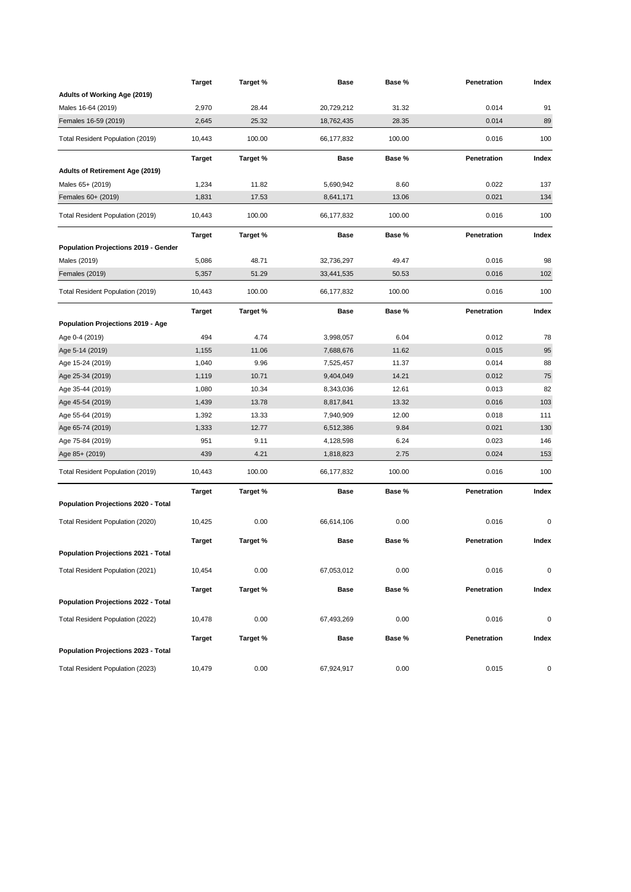| | Target | Target % | Base | Base % | Penetration | Index |
|---|---|---|---|---|---|---|
| **Adults of Working Age (2019)** | | | | | | |
| Males 16-64 (2019) | 2,970 | 28.44 | 20,729,212 | 31.32 | 0.014 | 91 |
| Females 16-59 (2019) | 2,645 | 25.32 | 18,762,435 | 28.35 | 0.014 | 89 |
| Total Resident Population (2019) | 10,443 | 100.00 | 66,177,832 | 100.00 | 0.016 | 100 |

| | Target | Target % | Base | Base % | Penetration | Index |
|---|---|---|---|---|---|---|
| **Adults of Retirement Age (2019)** | | | | | | |
| Males 65+ (2019) | 1,234 | 11.82 | 5,690,942 | 8.60 | 0.022 | 137 |
| Females 60+ (2019) | 1,831 | 17.53 | 8,641,171 | 13.06 | 0.021 | 134 |
| Total Resident Population (2019) | 10,443 | 100.00 | 66,177,832 | 100.00 | 0.016 | 100 |

| | Target | Target % | Base | Base % | Penetration | Index |
|---|---|---|---|---|---|---|
| **Population Projections 2019 - Gender** | | | | | | |
| Males (2019) | 5,086 | 48.71 | 32,736,297 | 49.47 | 0.016 | 98 |
| Females (2019) | 5,357 | 51.29 | 33,441,535 | 50.53 | 0.016 | 102 |
| Total Resident Population (2019) | 10,443 | 100.00 | 66,177,832 | 100.00 | 0.016 | 100 |

| | Target | Target % | Base | Base % | Penetration | Index |
|---|---|---|---|---|---|---|
| **Population Projections 2019 - Age** | | | | | | |
| Age 0-4 (2019) | 494 | 4.74 | 3,998,057 | 6.04 | 0.012 | 78 |
| Age 5-14 (2019) | 1,155 | 11.06 | 7,688,676 | 11.62 | 0.015 | 95 |
| Age 15-24 (2019) | 1,040 | 9.96 | 7,525,457 | 11.37 | 0.014 | 88 |
| Age 25-34 (2019) | 1,119 | 10.71 | 9,404,049 | 14.21 | 0.012 | 75 |
| Age 35-44 (2019) | 1,080 | 10.34 | 8,343,036 | 12.61 | 0.013 | 82 |
| Age 45-54 (2019) | 1,439 | 13.78 | 8,817,841 | 13.32 | 0.016 | 103 |
| Age 55-64 (2019) | 1,392 | 13.33 | 7,940,909 | 12.00 | 0.018 | 111 |
| Age 65-74 (2019) | 1,333 | 12.77 | 6,512,386 | 9.84 | 0.021 | 130 |
| Age 75-84 (2019) | 951 | 9.11 | 4,128,598 | 6.24 | 0.023 | 146 |
| Age 85+ (2019) | 439 | 4.21 | 1,818,823 | 2.75 | 0.024 | 153 |
| Total Resident Population (2019) | 10,443 | 100.00 | 66,177,832 | 100.00 | 0.016 | 100 |

| | Target | Target % | Base | Base % | Penetration | Index |
|---|---|---|---|---|---|---|
| **Population Projections 2020 - Total** | | | | | | |
| Total Resident Population (2020) | 10,425 | 0.00 | 66,614,106 | 0.00 | 0.016 | 0 |

| | Target | Target % | Base | Base % | Penetration | Index |
|---|---|---|---|---|---|---|
| **Population Projections 2021 - Total** | | | | | | |
| Total Resident Population (2021) | 10,454 | 0.00 | 67,053,012 | 0.00 | 0.016 | 0 |

| | Target | Target % | Base | Base % | Penetration | Index |
|---|---|---|---|---|---|---|
| **Population Projections 2022 - Total** | | | | | | |
| Total Resident Population (2022) | 10,478 | 0.00 | 67,493,269 | 0.00 | 0.016 | 0 |

| | Target | Target % | Base | Base % | Penetration | Index |
|---|---|---|---|---|---|---|
| **Population Projections 2023 - Total** | | | | | | |
| Total Resident Population (2023) | 10,479 | 0.00 | 67,924,917 | 0.00 | 0.015 | 0 |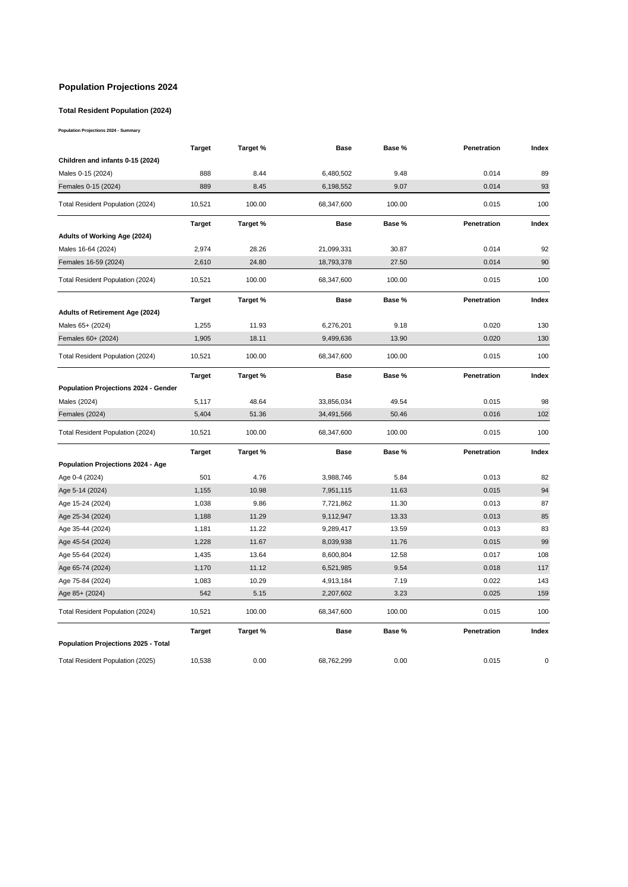## Population Projections 2024

### Total Resident Population (2024)

**Population Projections 2024 - Summary**

| | Target | Target % | Base | Base % | Penetration | Index |
|---|---|---|---|---|---|---|
| **Children and infants 0-15 (2024)** | | | | | | |
| Males 0-15 (2024) | 888 | 8.44 | 6,480,502 | 9.48 | 0.014 | 89 |
| Females 0-15 (2024) | 889 | 8.45 | 6,198,552 | 9.07 | 0.014 | 93 |
| Total Resident Population (2024) | 10,521 | 100.00 | 68,347,600 | 100.00 | 0.015 | 100 |

| | Target | Target % | Base | Base % | Penetration | Index |
|---|---|---|---|---|---|---|
| **Adults of Working Age (2024)** | | | | | | |
| Males 16-64 (2024) | 2,974 | 28.26 | 21,099,331 | 30.87 | 0.014 | 92 |
| Females 16-59 (2024) | 2,610 | 24.80 | 18,793,378 | 27.50 | 0.014 | 90 |
| Total Resident Population (2024) | 10,521 | 100.00 | 68,347,600 | 100.00 | 0.015 | 100 |

| | Target | Target % | Base | Base % | Penetration | Index |
|---|---|---|---|---|---|---|
| **Adults of Retirement Age (2024)** | | | | | | |
| Males 65+ (2024) | 1,255 | 11.93 | 6,276,201 | 9.18 | 0.020 | 130 |
| Females 60+ (2024) | 1,905 | 18.11 | 9,499,636 | 13.90 | 0.020 | 130 |
| Total Resident Population (2024) | 10,521 | 100.00 | 68,347,600 | 100.00 | 0.015 | 100 |

| | Target | Target % | Base | Base % | Penetration | Index |
|---|---|---|---|---|---|---|
| **Population Projections 2024 - Gender** | | | | | | |
| Males (2024) | 5,117 | 48.64 | 33,856,034 | 49.54 | 0.015 | 98 |
| Females (2024) | 5,404 | 51.36 | 34,491,566 | 50.46 | 0.016 | 102 |
| Total Resident Population (2024) | 10,521 | 100.00 | 68,347,600 | 100.00 | 0.015 | 100 |

| | Target | Target % | Base | Base % | Penetration | Index |
|---|---|---|---|---|---|---|
| **Population Projections 2024 - Age** | | | | | | |
| Age 0-4 (2024) | 501 | 4.76 | 3,988,746 | 5.84 | 0.013 | 82 |
| Age 5-14 (2024) | 1,155 | 10.98 | 7,951,115 | 11.63 | 0.015 | 94 |
| Age 15-24 (2024) | 1,038 | 9.86 | 7,721,862 | 11.30 | 0.013 | 87 |
| Age 25-34 (2024) | 1,188 | 11.29 | 9,112,947 | 13.33 | 0.013 | 85 |
| Age 35-44 (2024) | 1,181 | 11.22 | 9,289,417 | 13.59 | 0.013 | 83 |
| Age 45-54 (2024) | 1,228 | 11.67 | 8,039,938 | 11.76 | 0.015 | 99 |
| Age 55-64 (2024) | 1,435 | 13.64 | 8,600,804 | 12.58 | 0.017 | 108 |
| Age 65-74 (2024) | 1,170 | 11.12 | 6,521,985 | 9.54 | 0.018 | 117 |
| Age 75-84 (2024) | 1,083 | 10.29 | 4,913,184 | 7.19 | 0.022 | 143 |
| Age 85+ (2024) | 542 | 5.15 | 2,207,602 | 3.23 | 0.025 | 159 |
| Total Resident Population (2024) | 10,521 | 100.00 | 68,347,600 | 100.00 | 0.015 | 100 |

| | Target | Target % | Base | Base % | Penetration | Index |
|---|---|---|---|---|---|---|
| **Population Projections 2025 - Total** | | | | | | |
| Total Resident Population (2025) | 10,538 | 0.00 | 68,762,299 | 0.00 | 0.015 | 0 |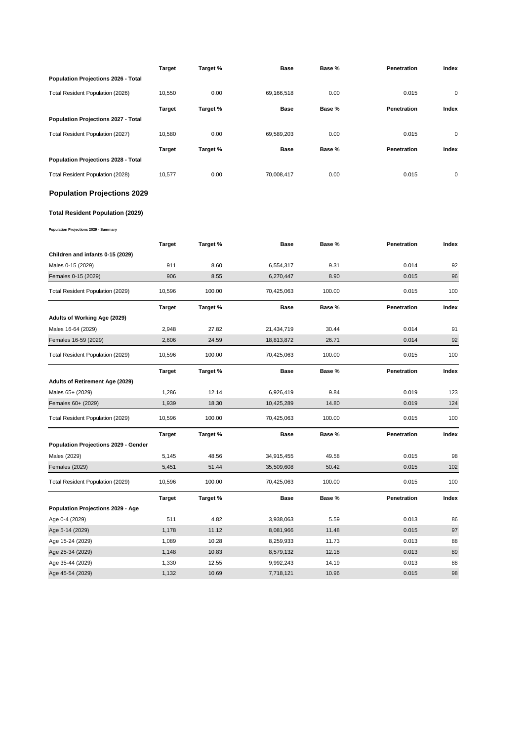| Population Projections 2026 - Total | Target | Target % | Base | Base % | Penetration | Index |
|---|---|---|---|---|---|---|
| Total Resident Population (2026) | 10,550 | 0.00 | 69,166,518 | 0.00 | 0.015 | 0 |

| Population Projections 2027 - Total | Target | Target % | Base | Base % | Penetration | Index |
|---|---|---|---|---|---|---|
| Total Resident Population (2027) | 10,580 | 0.00 | 69,589,203 | 0.00 | 0.015 | 0 |

| Population Projections 2028 - Total | Target | Target % | Base | Base % | Penetration | Index |
|---|---|---|---|---|---|---|
| Total Resident Population (2028) | 10,577 | 0.00 | 70,008,417 | 0.00 | 0.015 | 0 |

## Population Projections 2029

### Total Resident Population (2029)

**Population Projections 2029 - Summary**

| Children and infants 0-15 (2029) | Target | Target % | Base | Base % | Penetration | Index |
|---|---|---|---|---|---|---|
| Males 0-15 (2029) | 911 | 8.60 | 6,554,317 | 9.31 | 0.014 | 92 |
| Females 0-15 (2029) | 906 | 8.55 | 6,270,447 | 8.90 | 0.015 | 96 |
| Total Resident Population (2029) | 10,596 | 100.00 | 70,425,063 | 100.00 | 0.015 | 100 |

| Adults of Working Age (2029) | Target | Target % | Base | Base % | Penetration | Index |
|---|---|---|---|---|---|---|
| Males 16-64 (2029) | 2,948 | 27.82 | 21,434,719 | 30.44 | 0.014 | 91 |
| Females 16-59 (2029) | 2,606 | 24.59 | 18,813,872 | 26.71 | 0.014 | 92 |
| Total Resident Population (2029) | 10,596 | 100.00 | 70,425,063 | 100.00 | 0.015 | 100 |

| Adults of Retirement Age (2029) | Target | Target % | Base | Base % | Penetration | Index |
|---|---|---|---|---|---|---|
| Males 65+ (2029) | 1,286 | 12.14 | 6,926,419 | 9.84 | 0.019 | 123 |
| Females 60+ (2029) | 1,939 | 18.30 | 10,425,289 | 14.80 | 0.019 | 124 |
| Total Resident Population (2029) | 10,596 | 100.00 | 70,425,063 | 100.00 | 0.015 | 100 |

| Population Projections 2029 - Gender | Target | Target % | Base | Base % | Penetration | Index |
|---|---|---|---|---|---|---|
| Males (2029) | 5,145 | 48.56 | 34,915,455 | 49.58 | 0.015 | 98 |
| Females (2029) | 5,451 | 51.44 | 35,509,608 | 50.42 | 0.015 | 102 |
| Total Resident Population (2029) | 10,596 | 100.00 | 70,425,063 | 100.00 | 0.015 | 100 |

| Population Projections 2029 - Age | Target | Target % | Base | Base % | Penetration | Index |
|---|---|---|---|---|---|---|
| Age 0-4 (2029) | 511 | 4.82 | 3,938,063 | 5.59 | 0.013 | 86 |
| Age 5-14 (2029) | 1,178 | 11.12 | 8,081,966 | 11.48 | 0.015 | 97 |
| Age 15-24 (2029) | 1,089 | 10.28 | 8,259,933 | 11.73 | 0.013 | 88 |
| Age 25-34 (2029) | 1,148 | 10.83 | 8,579,132 | 12.18 | 0.013 | 89 |
| Age 35-44 (2029) | 1,330 | 12.55 | 9,992,243 | 14.19 | 0.013 | 88 |
| Age 45-54 (2029) | 1,132 | 10.69 | 7,718,121 | 10.96 | 0.015 | 98 |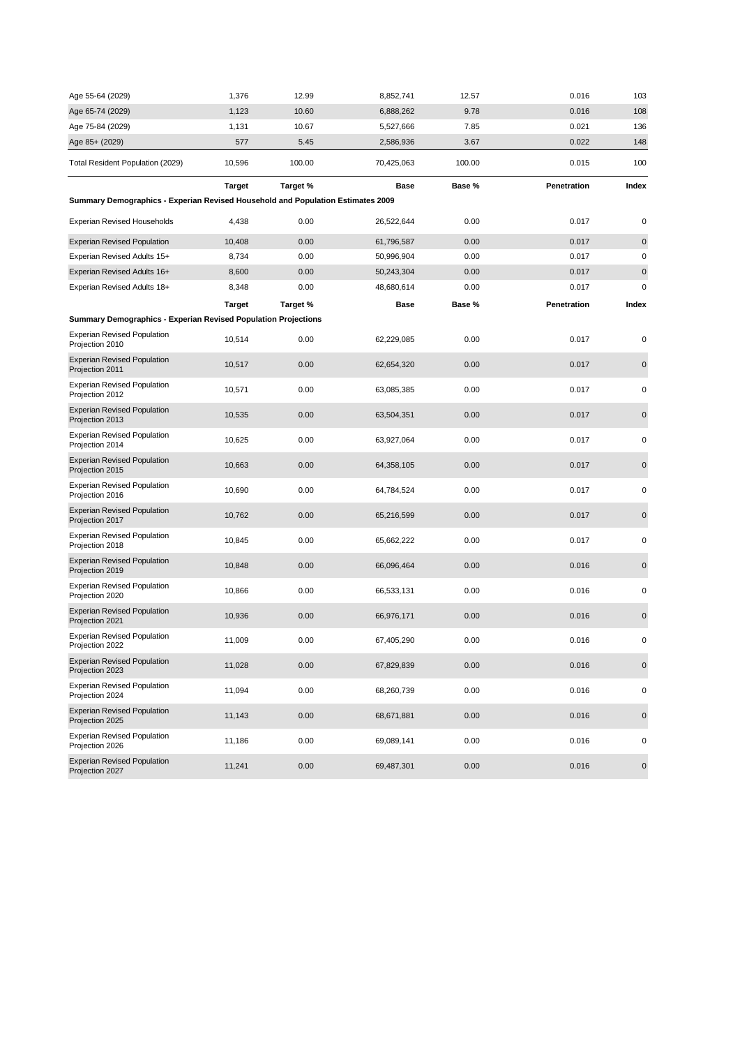| | | | | | | |
|---|---|---|---|---|---|---|
| Age 55-64 (2029) | 1,376 | 12.99 | 8,852,741 | 12.57 | 0.016 | 103 |
| Age 65-74 (2029) | 1,123 | 10.60 | 6,888,262 | 9.78 | 0.016 | 108 |
| Age 75-84 (2029) | 1,131 | 10.67 | 5,527,666 | 7.85 | 0.021 | 136 |
| Age 85+ (2029) | 577 | 5.45 | 2,586,936 | 3.67 | 0.022 | 148 |
| Total Resident Population (2029) | 10,596 | 100.00 | 70,425,063 | 100.00 | 0.015 | 100 |

| | **Target** | **Target %** | **Base** | **Base %** | **Penetration** | **Index** |
|---|---|---|---|---|---|---|
| **Summary Demographics - Experian Revised Household and Population Estimates 2009** | | | | | | |
| Experian Revised Households | 4,438 | 0.00 | 26,522,644 | 0.00 | 0.017 | 0 |
| Experian Revised Population | 10,408 | 0.00 | 61,796,587 | 0.00 | 0.017 | 0 |
| Experian Revised Adults 15+ | 8,734 | 0.00 | 50,996,904 | 0.00 | 0.017 | 0 |
| Experian Revised Adults 16+ | 8,600 | 0.00 | 50,243,304 | 0.00 | 0.017 | 0 |
| Experian Revised Adults 18+ | 8,348 | 0.00 | 48,680,614 | 0.00 | 0.017 | 0 |

| | **Target** | **Target %** | **Base** | **Base %** | **Penetration** | **Index** |
|---|---|---|---|---|---|---|
| **Summary Demographics - Experian Revised Population Projections** | | | | | | |
| Experian Revised Population Projection 2010 | 10,514 | 0.00 | 62,229,085 | 0.00 | 0.017 | 0 |
| Experian Revised Population Projection 2011 | 10,517 | 0.00 | 62,654,320 | 0.00 | 0.017 | 0 |
| Experian Revised Population Projection 2012 | 10,571 | 0.00 | 63,085,385 | 0.00 | 0.017 | 0 |
| Experian Revised Population Projection 2013 | 10,535 | 0.00 | 63,504,351 | 0.00 | 0.017 | 0 |
| Experian Revised Population Projection 2014 | 10,625 | 0.00 | 63,927,064 | 0.00 | 0.017 | 0 |
| Experian Revised Population Projection 2015 | 10,663 | 0.00 | 64,358,105 | 0.00 | 0.017 | 0 |
| Experian Revised Population Projection 2016 | 10,690 | 0.00 | 64,784,524 | 0.00 | 0.017 | 0 |
| Experian Revised Population Projection 2017 | 10,762 | 0.00 | 65,216,599 | 0.00 | 0.017 | 0 |
| Experian Revised Population Projection 2018 | 10,845 | 0.00 | 65,662,222 | 0.00 | 0.017 | 0 |
| Experian Revised Population Projection 2019 | 10,848 | 0.00 | 66,096,464 | 0.00 | 0.016 | 0 |
| Experian Revised Population Projection 2020 | 10,866 | 0.00 | 66,533,131 | 0.00 | 0.016 | 0 |
| Experian Revised Population Projection 2021 | 10,936 | 0.00 | 66,976,171 | 0.00 | 0.016 | 0 |
| Experian Revised Population Projection 2022 | 11,009 | 0.00 | 67,405,290 | 0.00 | 0.016 | 0 |
| Experian Revised Population Projection 2023 | 11,028 | 0.00 | 67,829,839 | 0.00 | 0.016 | 0 |
| Experian Revised Population Projection 2024 | 11,094 | 0.00 | 68,260,739 | 0.00 | 0.016 | 0 |
| Experian Revised Population Projection 2025 | 11,143 | 0.00 | 68,671,881 | 0.00 | 0.016 | 0 |
| Experian Revised Population Projection 2026 | 11,186 | 0.00 | 69,089,141 | 0.00 | 0.016 | 0 |
| Experian Revised Population Projection 2027 | 11,241 | 0.00 | 69,487,301 | 0.00 | 0.016 | 0 |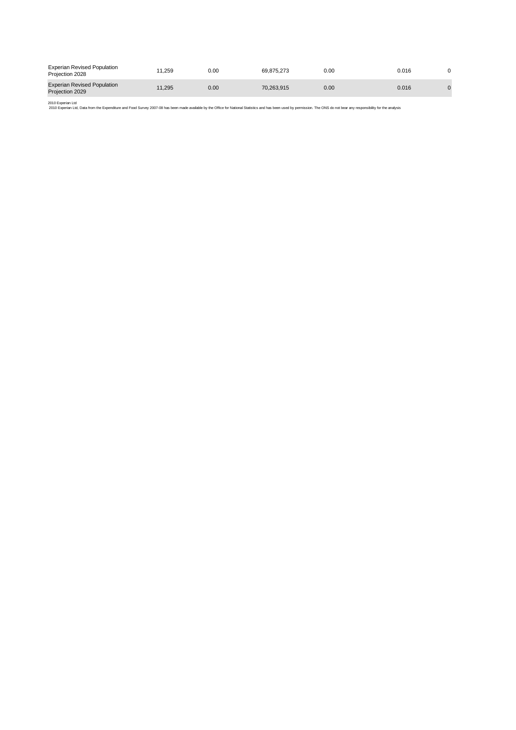| | | | | | | |
|---|---|---|---|---|---|---|
| Experian Revised Population Projection 2028 | 11,259 | 0.00 | 69,875,273 | 0.00 | 0.016 | 0 |
| Experian Revised Population Projection 2029 | 11,295 | 0.00 | 70,263,915 | 0.00 | 0.016 | 0 |

2010 Experian Ltd

2010 Experian Ltd, Data from the Expenditure and Food Survey 2007-08 has been made available by the Office for National Statistics and has been used by permission. The ONS do not bear any responsibility for the analysis